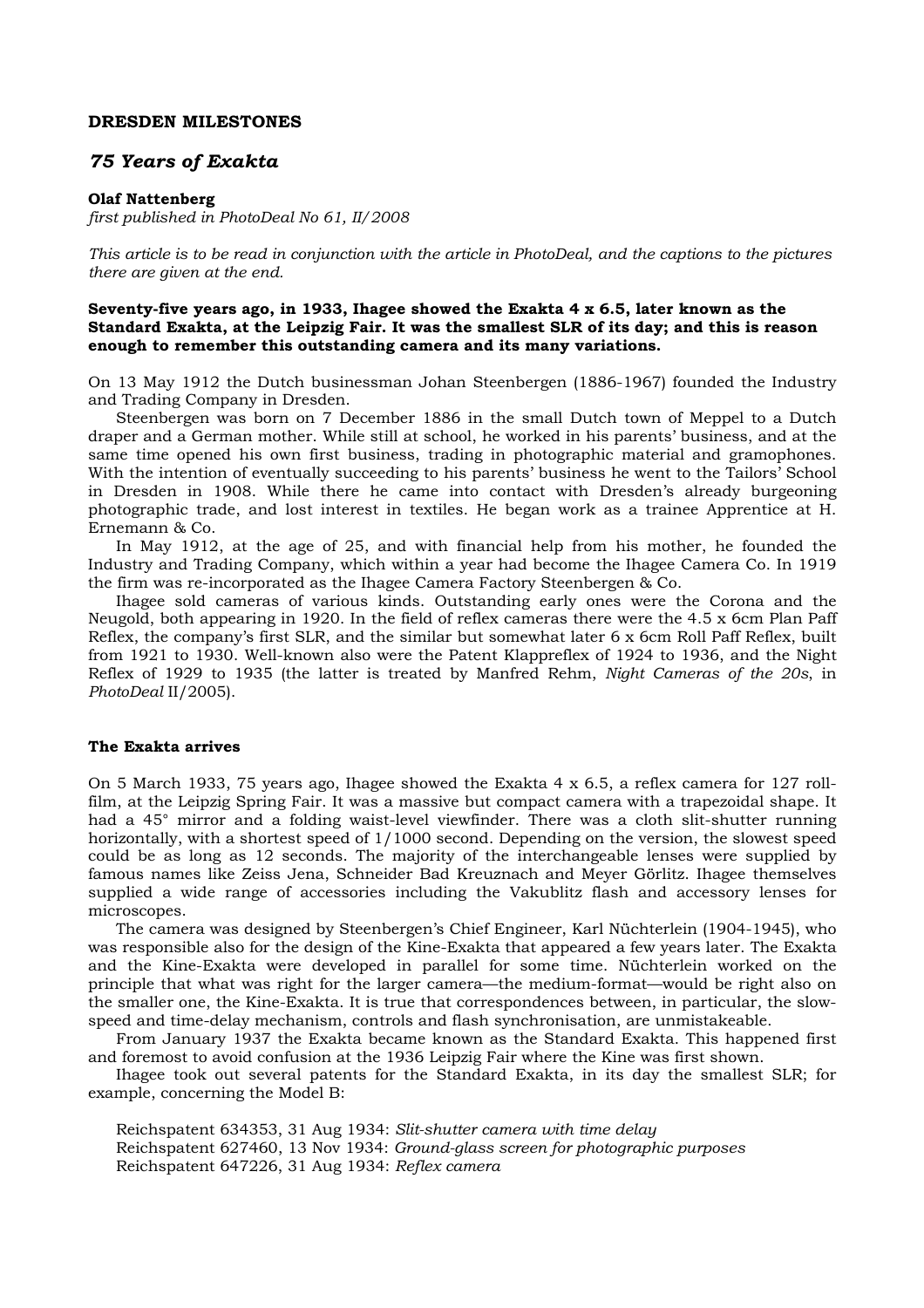**DRESDEN MILESTONES**

## *75 Years of Exakta*

**Olaf Nattenberg**
*first published in PhotoDeal No 61, II/2008*

*This article is to be read in conjunction with the article in PhotoDeal, and the captions to the pictures there are given at the end.*

**Seventy-five years ago, in 1933, Ihagee showed the Exakta 4 x 6.5, later known as the Standard Exakta, at the Leipzig Fair. It was the smallest SLR of its day; and this is reason enough to remember this outstanding camera and its many variations.**

On 13 May 1912 the Dutch businessman Johan Steenbergen (1886-1967) founded the Industry and Trading Company in Dresden.

Steenbergen was born on 7 December 1886 in the small Dutch town of Meppel to a Dutch draper and a German mother. While still at school, he worked in his parents' business, and at the same time opened his own first business, trading in photographic material and gramophones. With the intention of eventually succeeding to his parents' business he went to the Tailors' School in Dresden in 1908. While there he came into contact with Dresden's already burgeoning photographic trade, and lost interest in textiles. He began work as a trainee Apprentice at H. Ernemann & Co.

In May 1912, at the age of 25, and with financial help from his mother, he founded the Industry and Trading Company, which within a year had become the Ihagee Camera Co. In 1919 the firm was re-incorporated as the Ihagee Camera Factory Steenbergen & Co.

Ihagee sold cameras of various kinds. Outstanding early ones were the Corona and the Neugold, both appearing in 1920. In the field of reflex cameras there were the 4.5 x 6cm Plan Paff Reflex, the company's first SLR, and the similar but somewhat later 6 x 6cm Roll Paff Reflex, built from 1921 to 1930. Well-known also were the Patent Klappreflex of 1924 to 1936, and the Night Reflex of 1929 to 1935 (the latter is treated by Manfred Rehm, *Night Cameras of the 20s*, in *PhotoDeal* II/2005).

### The Exakta arrives

On 5 March 1933, 75 years ago, Ihagee showed the Exakta 4 x 6.5, a reflex camera for 127 roll-film, at the Leipzig Spring Fair. It was a massive but compact camera with a trapezoidal shape. It had a 45° mirror and a folding waist-level viewfinder. There was a cloth slit-shutter running horizontally, with a shortest speed of 1/1000 second. Depending on the version, the slowest speed could be as long as 12 seconds. The majority of the interchangeable lenses were supplied by famous names like Zeiss Jena, Schneider Bad Kreuznach and Meyer Görlitz. Ihagee themselves supplied a wide range of accessories including the Vakublitz flash and accessory lenses for microscopes.

The camera was designed by Steenbergen's Chief Engineer, Karl Nüchterlein (1904-1945), who was responsible also for the design of the Kine-Exakta that appeared a few years later. The Exakta and the Kine-Exakta were developed in parallel for some time. Nüchterlein worked on the principle that what was right for the larger camera—the medium-format—would be right also on the smaller one, the Kine-Exakta. It is true that correspondences between, in particular, the slow-speed and time-delay mechanism, controls and flash synchronisation, are unmistakeable.

From January 1937 the Exakta became known as the Standard Exakta. This happened first and foremost to avoid confusion at the 1936 Leipzig Fair where the Kine was first shown.

Ihagee took out several patents for the Standard Exakta, in its day the smallest SLR; for example, concerning the Model B:

Reichspatent 634353, 31 Aug 1934: *Slit-shutter camera with time delay*
Reichspatent 627460, 13 Nov 1934: *Ground-glass screen for photographic purposes*
Reichspatent 647226, 31 Aug 1934: *Reflex camera*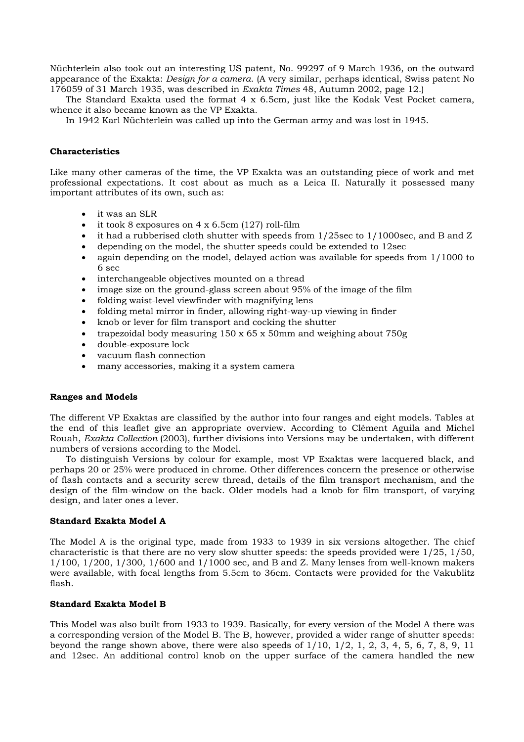Nüchterlein also took out an interesting US patent, No. 99297 of 9 March 1936, on the outward appearance of the Exakta: *Design for a camera*. (A very similar, perhaps identical, Swiss patent No 176059 of 31 March 1935, was described in *Exakta Times* 48, Autumn 2002, page 12.)

The Standard Exakta used the format 4 x 6.5cm, just like the Kodak Vest Pocket camera, whence it also became known as the VP Exakta.

In 1942 Karl Nüchterlein was called up into the German army and was lost in 1945.

**Characteristics**

Like many other cameras of the time, the VP Exakta was an outstanding piece of work and met professional expectations. It cost about as much as a Leica II. Naturally it possessed many important attributes of its own, such as:

- it was an SLR
- it took 8 exposures on 4 x 6.5cm (127) roll-film
- it had a rubberised cloth shutter with speeds from 1/25sec to 1/1000sec, and B and Z
- depending on the model, the shutter speeds could be extended to 12sec
- again depending on the model, delayed action was available for speeds from 1/1000 to 6 sec
- interchangeable objectives mounted on a thread
- image size on the ground-glass screen about 95% of the image of the film
- folding waist-level viewfinder with magnifying lens
- folding metal mirror in finder, allowing right-way-up viewing in finder
- knob or lever for film transport and cocking the shutter
- trapezoidal body measuring 150 x 65 x 50mm and weighing about 750g
- double-exposure lock
- vacuum flash connection
- many accessories, making it a system camera

**Ranges and Models**

The different VP Exaktas are classified by the author into four ranges and eight models. Tables at the end of this leaflet give an appropriate overview. According to Clément Aguila and Michel Rouah, *Exakta Collection* (2003), further divisions into Versions may be undertaken, with different numbers of versions according to the Model.

To distinguish Versions by colour for example, most VP Exaktas were lacquered black, and perhaps 20 or 25% were produced in chrome. Other differences concern the presence or otherwise of flash contacts and a security screw thread, details of the film transport mechanism, and the design of the film-window on the back. Older models had a knob for film transport, of varying design, and later ones a lever.

**Standard Exakta Model A**

The Model A is the original type, made from 1933 to 1939 in six versions altogether. The chief characteristic is that there are no very slow shutter speeds: the speeds provided were 1/25, 1/50, 1/100, 1/200, 1/300, 1/600 and 1/1000 sec, and B and Z. Many lenses from well-known makers were available, with focal lengths from 5.5cm to 36cm. Contacts were provided for the Vakublitz flash.

**Standard Exakta Model B**

This Model was also built from 1933 to 1939. Basically, for every version of the Model A there was a corresponding version of the Model B. The B, however, provided a wider range of shutter speeds: beyond the range shown above, there were also speeds of 1/10, 1/2, 1, 2, 3, 4, 5, 6, 7, 8, 9, 11 and 12sec. An additional control knob on the upper surface of the camera handled the new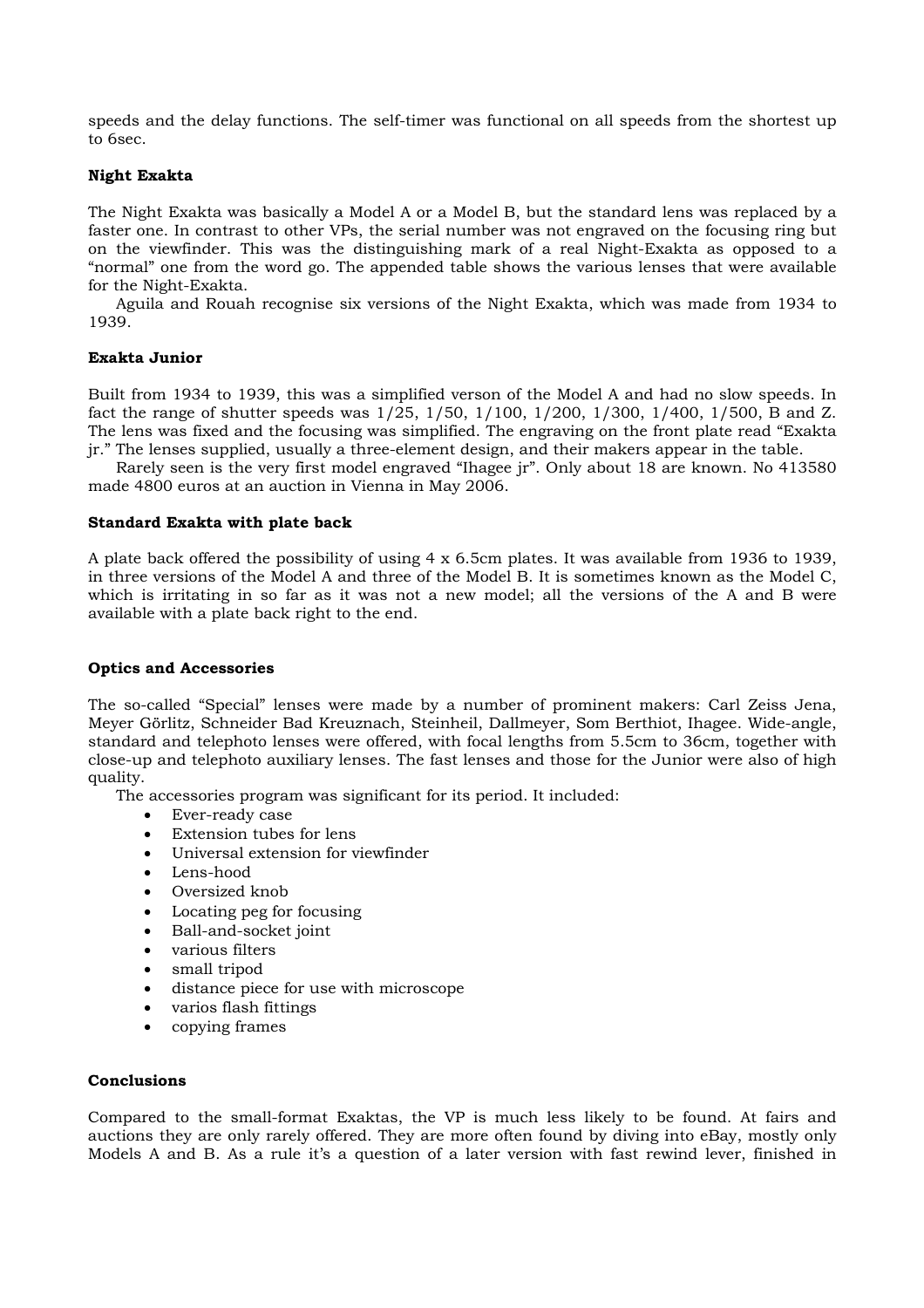speeds and the delay functions. The self-timer was functional on all speeds from the shortest up to 6sec.

### Night Exakta

The Night Exakta was basically a Model A or a Model B, but the standard lens was replaced by a faster one. In contrast to other VPs, the serial number was not engraved on the focusing ring but on the viewfinder. This was the distinguishing mark of a real Night-Exakta as opposed to a "normal" one from the word go. The appended table shows the various lenses that were available for the Night-Exakta.

Aguila and Rouah recognise six versions of the Night Exakta, which was made from 1934 to 1939.

### Exakta Junior

Built from 1934 to 1939, this was a simplified verson of the Model A and had no slow speeds. In fact the range of shutter speeds was 1/25, 1/50, 1/100, 1/200, 1/300, 1/400, 1/500, B and Z. The lens was fixed and the focusing was simplified. The engraving on the front plate read "Exakta jr." The lenses supplied, usually a three-element design, and their makers appear in the table.

Rarely seen is the very first model engraved "Ihagee jr". Only about 18 are known. No 413580 made 4800 euros at an auction in Vienna in May 2006.

### Standard Exakta with plate back

A plate back offered the possibility of using 4 x 6.5cm plates. It was available from 1936 to 1939, in three versions of the Model A and three of the Model B. It is sometimes known as the Model C, which is irritating in so far as it was not a new model; all the versions of the A and B were available with a plate back right to the end.

### Optics and Accessories

The so-called "Special" lenses were made by a number of prominent makers: Carl Zeiss Jena, Meyer Görlitz, Schneider Bad Kreuznach, Steinheil, Dallmeyer, Som Berthiot, Ihagee. Wide-angle, standard and telephoto lenses were offered, with focal lengths from 5.5cm to 36cm, together with close-up and telephoto auxiliary lenses. The fast lenses and those for the Junior were also of high quality.

The accessories program was significant for its period. It included:

- Ever-ready case
- Extension tubes for lens
- Universal extension for viewfinder
- Lens-hood
- Oversized knob
- Locating peg for focusing
- Ball-and-socket joint
- various filters
- small tripod
- distance piece for use with microscope
- varios flash fittings
- copying frames

### Conclusions

Compared to the small-format Exaktas, the VP is much less likely to be found. At fairs and auctions they are only rarely offered. They are more often found by diving into eBay, mostly only Models A and B. As a rule it's a question of a later version with fast rewind lever, finished in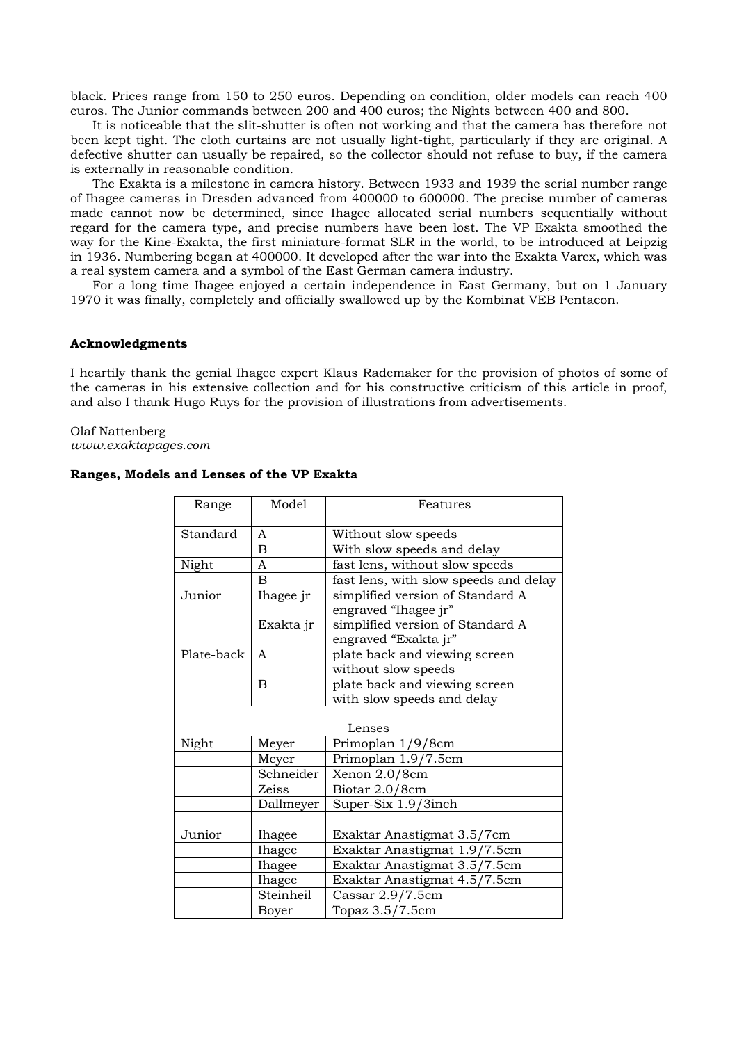black. Prices range from 150 to 250 euros. Depending on condition, older models can reach 400 euros. The Junior commands between 200 and 400 euros; the Nights between 400 and 800.

It is noticeable that the slit-shutter is often not working and that the camera has therefore not been kept tight. The cloth curtains are not usually light-tight, particularly if they are original. A defective shutter can usually be repaired, so the collector should not refuse to buy, if the camera is externally in reasonable condition.

The Exakta is a milestone in camera history. Between 1933 and 1939 the serial number range of Ihagee cameras in Dresden advanced from 400000 to 600000. The precise number of cameras made cannot now be determined, since Ihagee allocated serial numbers sequentially without regard for the camera type, and precise numbers have been lost. The VP Exakta smoothed the way for the Kine-Exakta, the first miniature-format SLR in the world, to be introduced at Leipzig in 1936. Numbering began at 400000. It developed after the war into the Exakta Varex, which was a real system camera and a symbol of the East German camera industry.

For a long time Ihagee enjoyed a certain independence in East Germany, but on 1 January 1970 it was finally, completely and officially swallowed up by the Kombinat VEB Pentacon.

**Acknowledgments**

I heartily thank the genial Ihagee expert Klaus Rademaker for the provision of photos of some of the cameras in his extensive collection and for his constructive criticism of this article in proof, and also I thank Hugo Ruys for the provision of illustrations from advertisements.

Olaf Nattenberg
*www.exaktapages.com*

**Ranges, Models and Lenses of the VP Exakta**

| Range | Model | Features |
|---|---|---|
| | | |
| Standard | A | Without slow speeds |
| | B | With slow speeds and delay |
| Night | A | fast lens, without slow speeds |
| | B | fast lens, with slow speeds and delay |
| Junior | Ihagee jr | simplified version of Standard A engraved “Ihagee jr” |
| | Exakta jr | simplified version of Standard A engraved “Exakta jr” |
| Plate-back | A | plate back and viewing screen without slow speeds |
| | B | plate back and viewing screen with slow speeds and delay |
| | | Lenses |
| Night | Meyer | Primoplan 1/9/8cm |
| | Meyer | Primoplan 1.9/7.5cm |
| | Schneider | Xenon 2.0/8cm |
| | Zeiss | Biotar 2.0/8cm |
| | Dallmeyer | Super-Six 1.9/3inch |
| | | |
| Junior | Ihagee | Exaktar Anastigmat 3.5/7cm |
| | Ihagee | Exaktar Anastigmat 1.9/7.5cm |
| | Ihagee | Exaktar Anastigmat 3.5/7.5cm |
| | Ihagee | Exaktar Anastigmat 4.5/7.5cm |
| | Steinheil | Cassar 2.9/7.5cm |
| | Boyer | Topaz 3.5/7.5cm |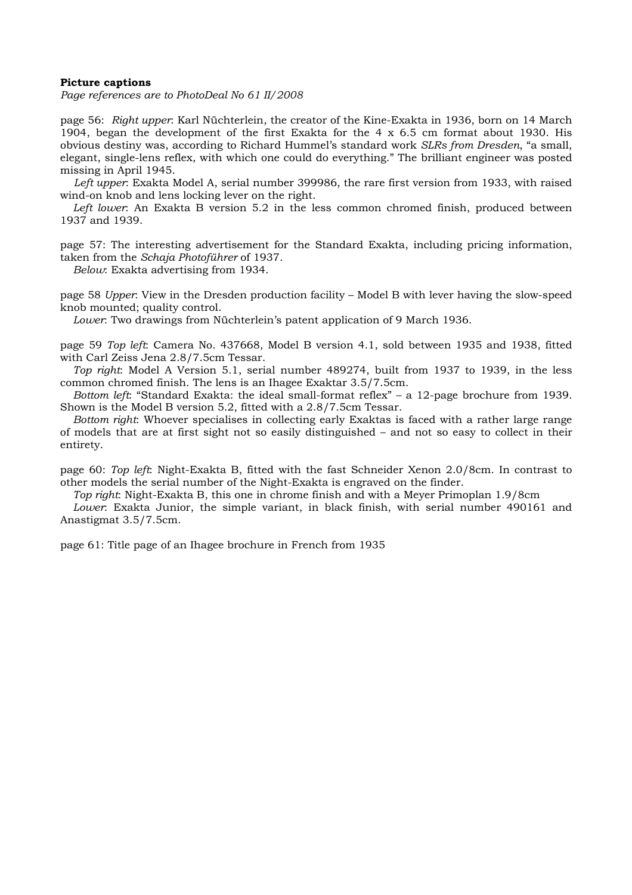**Picture captions**

*Page references are to PhotoDeal No 61 II/2008*

page 56: *Right upper*: Karl Nüchterlein, the creator of the Kine-Exakta in 1936, born on 14 March 1904, began the development of the first Exakta for the 4 x 6.5 cm format about 1930. His obvious destiny was, according to Richard Hummel's standard work *SLRs from Dresden*, "a small, elegant, single-lens reflex, with which one could do everything." The brilliant engineer was posted missing in April 1945.

*Left upper*: Exakta Model A, serial number 399986, the rare first version from 1933, with raised wind-on knob and lens locking lever on the right.

*Left lower*: An Exakta B version 5.2 in the less common chromed finish, produced between 1937 and 1939.

page 57: The interesting advertisement for the Standard Exakta, including pricing information, taken from the *Schaja Photoführer* of 1937.

*Below*: Exakta advertising from 1934.

page 58 *Upper*: View in the Dresden production facility – Model B with lever having the slow-speed knob mounted; quality control.

*Lower*: Two drawings from Nüchterlein's patent application of 9 March 1936.

page 59 *Top left*: Camera No. 437668, Model B version 4.1, sold between 1935 and 1938, fitted with Carl Zeiss Jena 2.8/7.5cm Tessar.

*Top right*: Model A Version 5.1, serial number 489274, built from 1937 to 1939, in the less common chromed finish. The lens is an Ihagee Exaktar 3.5/7.5cm.

*Bottom left*: "Standard Exakta: the ideal small-format reflex" – a 12-page brochure from 1939. Shown is the Model B version 5.2, fitted with a 2.8/7.5cm Tessar.

*Bottom right*: Whoever specialises in collecting early Exaktas is faced with a rather large range of models that are at first sight not so easily distinguished – and not so easy to collect in their entirety.

page 60: *Top left*: Night-Exakta B, fitted with the fast Schneider Xenon 2.0/8cm. In contrast to other models the serial number of the Night-Exakta is engraved on the finder.

*Top right*: Night-Exakta B, this one in chrome finish and with a Meyer Primoplan 1.9/8cm

*Lower*: Exakta Junior, the simple variant, in black finish, with serial number 490161 and Anastigmat 3.5/7.5cm.

page 61: Title page of an Ihagee brochure in French from 1935